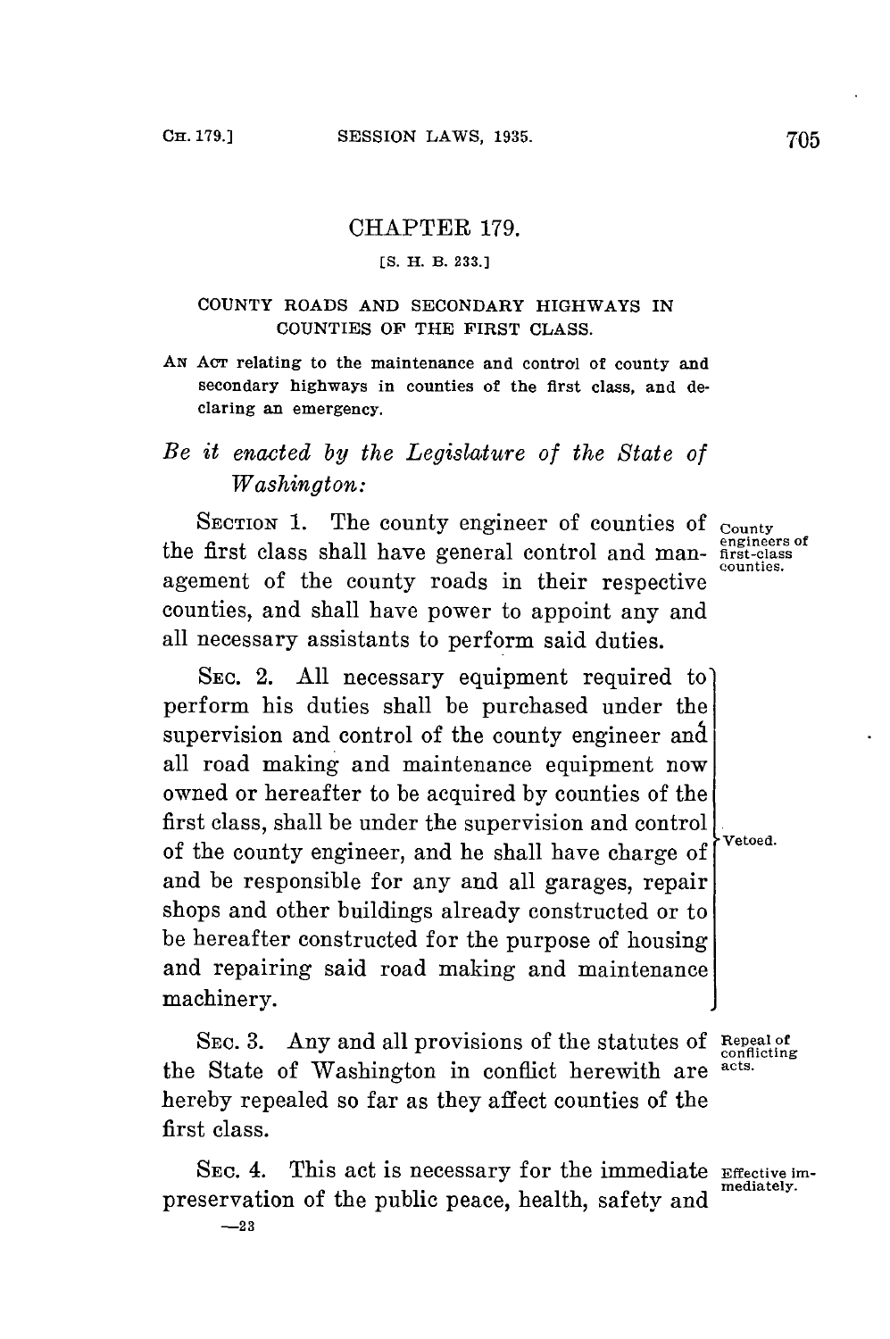# CHAPTER 179.

[S. H. B. 233.]

## COUNTY ROADS AND SECONDARY HIGHWAYS IN COUNTIES OF THE FIRST CLASS.

AN ACT relating to the maintenance and control of county and secondary highways in counties of the first class, and declaring an emergency.

*Be it enacted by the Legislature of the State of Washington:*

SECTION 1. The county engineer of counties of the first class shall have general control and management of the county roads in their respective counties, and shall have power to appoint any and all necessary assistants to perform said duties.

*County engineers of first-class counties.*

SEC. 2. All necessary equipment required to perform his duties shall be purchased under the supervision and control of the county engineer and all road making and maintenance equipment now owned or hereafter to be acquired by counties of the first class, shall be under the supervision and control of the county engineer, and he shall have charge of and be responsible for any and all garages, repair shops and other buildings already constructed or to be hereafter constructed for the purpose of housing and repairing said road making and maintenance machinery.

*Vetoed.*

SEC. 3. Any and all provisions of the statutes of the State of Washington in conflict herewith are hereby repealed so far as they affect counties of the first class.

*Repeal of conflicting acts.*

SEC. 4. This act is necessary for the immediate preservation of the public peace, health, safety and

*Effective immediately.*

—23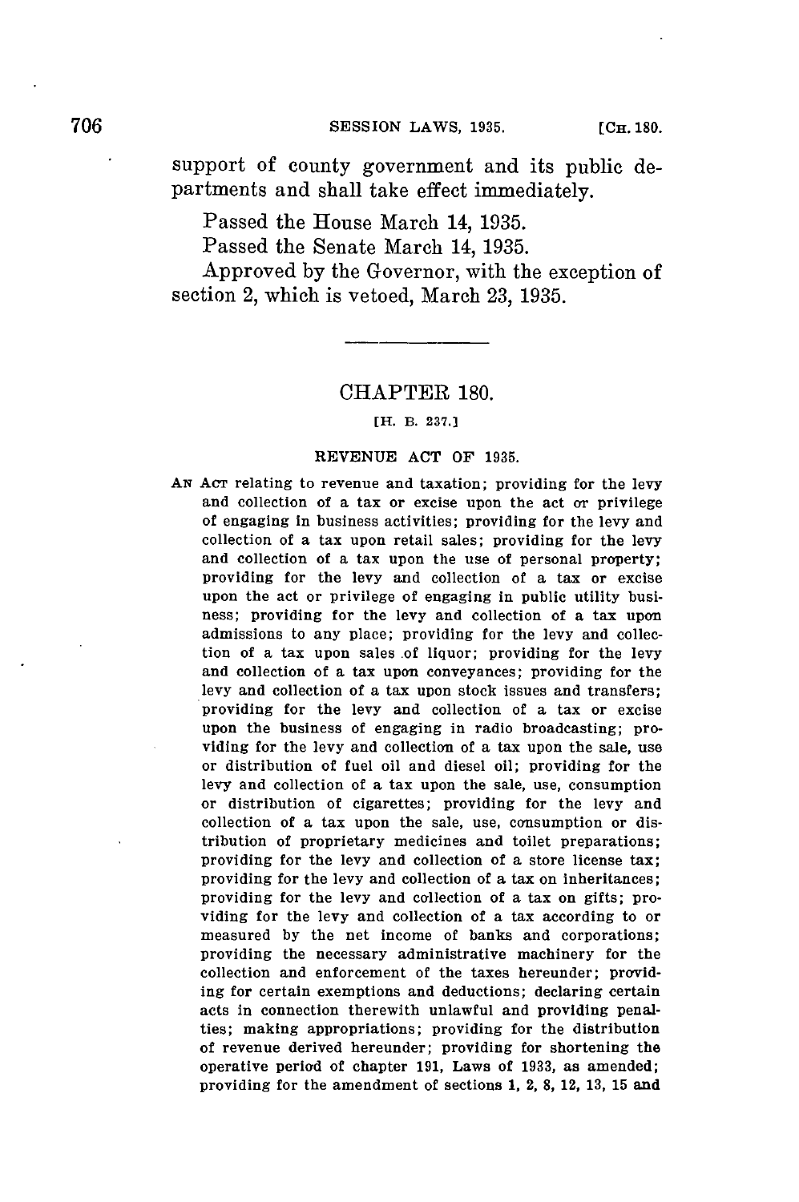support of county government and its public departments and shall take effect immediately.

Passed the House March 14, 1935.

Passed the Senate March 14, 1935.

Approved by the Governor, with the exception of section 2, which is vetoed, March 23, 1935.

---

## CHAPTER 180.

[H. B. 237.]

### REVENUE ACT OF 1935.

AN ACT relating to revenue and taxation; providing for the levy and collection of a tax or excise upon the act or privilege of engaging in business activities; providing for the levy and collection of a tax upon retail sales; providing for the levy and collection of a tax upon the use of personal property; providing for the levy and collection of a tax or excise upon the act or privilege of engaging in public utility business; providing for the levy and collection of a tax upon admissions to any place; providing for the levy and collection of a tax upon sales of liquor; providing for the levy and collection of a tax upon conveyances; providing for the levy and collection of a tax upon stock issues and transfers; providing for the levy and collection of a tax or excise upon the business of engaging in radio broadcasting; providing for the levy and collection of a tax upon the sale, use or distribution of fuel oil and diesel oil; providing for the levy and collection of a tax upon the sale, use, consumption or distribution of cigarettes; providing for the levy and collection of a tax upon the sale, use, consumption or distribution of proprietary medicines and toilet preparations; providing for the levy and collection of a store license tax; providing for the levy and collection of a tax on inheritances; providing for the levy and collection of a tax on gifts; providing for the levy and collection of a tax according to or measured by the net income of banks and corporations; providing the necessary administrative machinery for the collection and enforcement of the taxes hereunder; providing for certain exemptions and deductions; declaring certain acts in connection therewith unlawful and providing penalties; making appropriations; providing for the distribution of revenue derived hereunder; providing for shortening the operative period of chapter 191, Laws of 1933, as amended; providing for the amendment of sections 1, 2, 8, 12, 13, 15 and